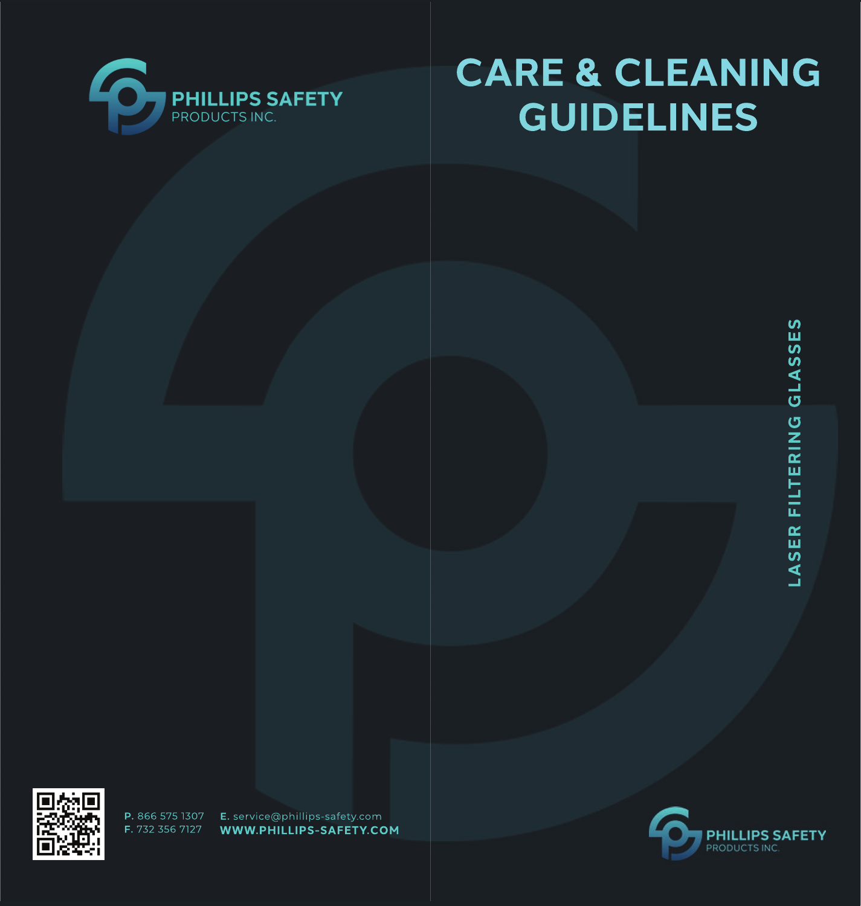# CARE & CLEANING GUIDELINES

LASER FILTERING GLASSES

PHILLIPS SAFETY
PRODUCTS INC.

P. 866 575 1307
F. 732 356 7127

E. service@phillips-safety.com
WWW.PHILLIPS-SAFETY.COM

PHILLIPS SAFETY
PRODUCTS INC.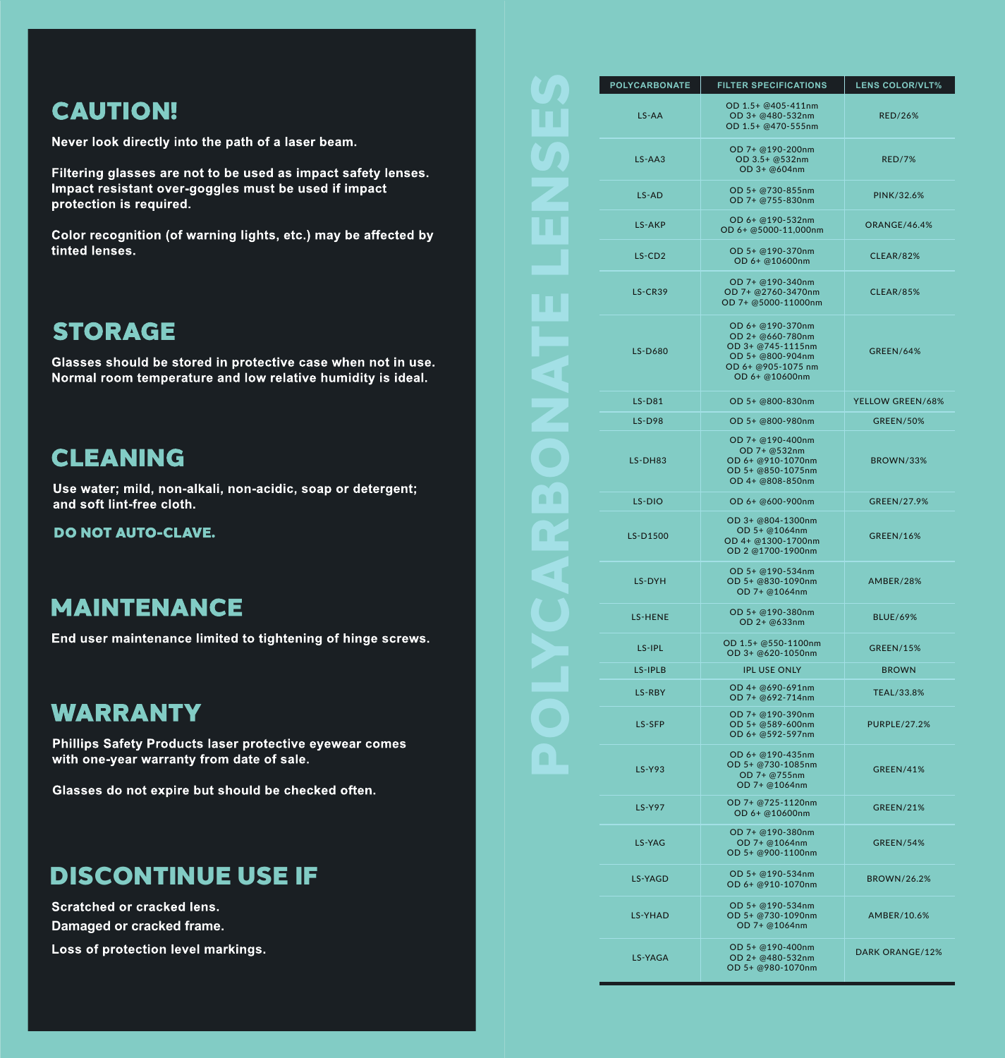## CAUTION!

**Never look directly into the path of a laser beam.**

**Filtering glasses are not to be used as impact safety lenses. Impact resistant over-goggles must be used if impact protection is required.**

**Color recognition (of warning lights, etc.) may be affected by tinted lenses.**

## STORAGE

**Glasses should be stored in protective case when not in use. Normal room temperature and low relative humidity is ideal.**

## CLEANING

**Use water; mild, non-alkali, non-acidic, soap or detergent; and soft lint-free cloth.**

**DO NOT AUTO-CLAVE.**

## MAINTENANCE

**End user maintenance limited to tightening of hinge screws.**

## WARRANTY

**Phillips Safety Products laser protective eyewear comes with one-year warranty from date of sale.**

**Glasses do not expire but should be checked often.**

## DISCONTINUE USE IF

**Scratched or cracked lens.**

**Damaged or cracked frame.**

**Loss of protection level markings.**

# POLYCARBONATE LENSES

| POLYCARBONATE | FILTER SPECIFICATIONS | LENS COLOR/VLT% |
|---|---|---|
| LS-AA | OD 1.5+ @405-411nm<br>OD 3+ @480-532nm<br>OD 1.5+ @470-555nm | RED/26% |
| LS-AA3 | OD 7+ @190-200nm<br>OD 3.5+ @532nm<br>OD 3+ @604nm | RED/7% |
| LS-AD | OD 5+ @730-855nm<br>OD 7+ @755-830nm | PINK/32.6% |
| LS-AKP | OD 6+ @190-532nm<br>OD 6+ @5000-11,000nm | ORANGE/46.4% |
| LS-CD2 | OD 5+ @190-370nm<br>OD 6+ @10600nm | CLEAR/82% |
| LS-CR39 | OD 7+ @190-340nm<br>OD 7+ @2760-3470nm<br>OD 7+ @5000-11000nm | CLEAR/85% |
| LS-D680 | OD 6+ @190-370nm<br>OD 2+ @660-780nm<br>OD 3+ @745-1115nm<br>OD 5+ @800-904nm<br>OD 6+ @905-1075 nm<br>OD 6+ @10600nm | GREEN/64% |
| LS-D81 | OD 5+ @800-830nm | YELLOW GREEN/68% |
| LS-D98 | OD 5+ @800-980nm | GREEN/50% |
| LS-DH83 | OD 7+ @190-400nm<br>OD 7+ @532nm<br>OD 6+ @910-1070nm<br>OD 5+ @850-1075nm<br>OD 4+ @808-850nm | BROWN/33% |
| LS-DIO | OD 6+ @600-900nm | GREEN/27.9% |
| LS-D1500 | OD 3+ @804-1300nm<br>OD 5+ @1064nm<br>OD 4+ @1300-1700nm<br>OD 2 @1700-1900nm | GREEN/16% |
| LS-DYH | OD 5+ @190-534nm<br>OD 5+ @830-1090nm<br>OD 7+ @1064nm | AMBER/28% |
| LS-HENE | OD 5+ @190-380nm<br>OD 2+ @633nm | BLUE/69% |
| LS-IPL | OD 1.5+ @550-1100nm<br>OD 3+ @620-1050nm | GREEN/15% |
| LS-IPLB | IPL USE ONLY | BROWN |
| LS-RBY | OD 4+ @690-691nm<br>OD 7+ @692-714nm | TEAL/33.8% |
| LS-SFP | OD 7+ @190-390nm<br>OD 5+ @589-600nm<br>OD 6+ @592-597nm | PURPLE/27.2% |
| LS-Y93 | OD 6+ @190-435nm<br>OD 5+ @730-1085nm<br>OD 7+ @755nm<br>OD 7+ @1064nm | GREEN/41% |
| LS-Y97 | OD 7+ @725-1120nm<br>OD 6+ @10600nm | GREEN/21% |
| LS-YAG | OD 7+ @190-380nm<br>OD 7+ @1064nm<br>OD 5+ @900-1100nm | GREEN/54% |
| LS-YAGD | OD 5+ @190-534nm<br>OD 6+ @910-1070nm | BROWN/26.2% |
| LS-YHAD | OD 5+ @190-534nm<br>OD 5+ @730-1090nm<br>OD 7+ @1064nm | AMBER/10.6% |
| LS-YAGA | OD 5+ @190-400nm<br>OD 2+ @480-532nm<br>OD 5+ @980-1070nm | DARK ORANGE/12% |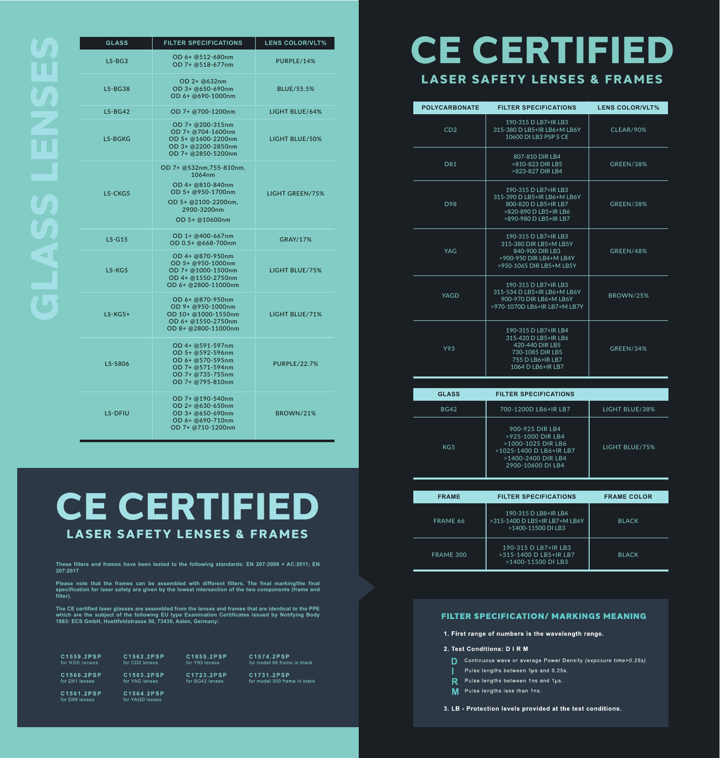# GLASS LENSES

| GLASS | FILTER SPECIFICATIONS | LENS COLOR/VLT% |
|---|---|---|
| LS-BG3 | OD 6+ @512-680nm<br>OD 7+ @518-677nm | PURPLE/14% |
| LS-BG38 | OD 2+ @632nm<br>OD 3+ @650-690nm<br>OD 6+ @690-1000nm | BLUE/55.5% |
| LS-BG42 | OD 7+ @700-1200nm | LIGHT BLUE/64% |
| LS-BGKG | OD 7+ @200-315nm<br>OD 7+ @704-1600nm<br>OD 5+ @1600-2200nm<br>OD 3+ @2200-2850nm<br>OD 7+ @2850-5200nm | LIGHT BLUE/50% |
| LS-CKG5 | OD 7+ @532nm,755-810nm, 1064nm<br>OD 4+ @810-840nm<br>OD 5+ @950-1700nm<br>OD 5+ @2100-2200nm, 2900-3200nm<br>OD 5+ @10600nm | LIGHT GREEN/75% |
| LS-G15 | OD 1+ @400-667nm<br>OD 0.5+ @668-700nm | GRAY/17% |
| LS-KG5 | OD 4+ @870-950nm<br>OD 5+ @950-1000nm<br>OD 7+ @1000-1500nm<br>OD 4+ @1550-2750nm<br>OD 6+ @2800-11000nm | LIGHT BLUE/75% |
| LS-KG5+ | OD 6+ @870-950nm<br>OD 9+ @950-1000nm<br>OD 10+ @1000-1550nm<br>OD 6+ @1550-2750nm<br>OD 8+ @2800-11000nm | LIGHT BLUE/71% |
| LS-S806 | OD 4+ @591-597nm<br>OD 5+ @592-596nm<br>OD 6+ @570-595nm<br>OD 7+ @571-594nm<br>OD 7+ @735-755nm<br>OD 7+ @795-810nm | PURPLE/22.7% |
| LS-DFIU | OD 7+ @190-540nm<br>OD 2+ @630-650nm<br>OD 3+ @650-690nm<br>OD 6+ @690-710nm<br>OD 7+ @710-1200nm | BROWN/21% |

# CE CERTIFIED

## LASER SAFETY LENSES & FRAMES

**These filters and frames have been tested to the following standards: EN 207:2009 + AC:2011; EN 207:2017**

**Please note that the frames can be assembled with different filters. The final marking/the final specification for laser safety are given by the lowest intersection of the two components (frame and filter).**

**The CE certified laser glasses are assembled from the lenses and frames that are identical to the PPE which are the subject of the following EU type Examination Certificates issued by Notifying Body 1883: ECS GmbH, Huettfeldstrasse 50, 73430, Aalen, Germany:**

- **C1559.2PSP** for KG5 lenses
- **C1560.2PSP** for D81 lenses
- **C1561.2PSP** for D98 lenses
- **C1562.2PSP** for CD2 lenses
- **C1563.2PSP** for YAG lenses
- **C1564.2PSP** for YAGD lenses
- **C1855.2PSP** for Y93 lenses
- **C1723.2PSP** for BG42 lenses
- **C1574.2PSP** for model 66 frame in black
- **C1731.2PSP** for model 300 frame in black

# CE CERTIFIED

## LASER SAFETY LENSES & FRAMES

| POLYCARBONATE | FILTER SPECIFICATIONS | LENS COLOR/VLT% |
|---|---|---|
| CD2 | 190-315 D LB7+IR LB3<br>315-380 D LB5+IR LB6+M LB6Y<br>10600 DI LB3 PSP S CE | CLEAR/90% |
| D81 | 807-810 DIR LB4<br>>810-823 DIR LB5<br>>823-827 DIR LB4 | GREEN/38% |
| D98 | 190-315 D LB7+IR LB3<br>315-390 D LB5+IR LB6+M LB6Y<br>800-820 D LB5+IR LB7<br>>820-890 D LB5+IR LB6<br>>890-980 D LB5+IR LB7 | GREEN/38% |
| YAG | 190-315 D LB7+IR LB3<br>315-380 DIR LB5+M LB5Y<br>840-900 DIR LB3<br>>900-950 DIR LB4+M LB4Y<br>>950-1065 DIR LB5+M LB5Y | GREEN/48% |
| YAGD | 190-315 D LB7+IR LB3<br>315-534 D LB5+IR LB6+M LB6Y<br>900-970 DIR LB6+M LB6Y<br>>970-1070D LB6+IR LB7+M LB7Y | BROWN/25% |
| Y93 | 190-315 D LB7+IR LB4<br>315-420 D LB5+IR LB6<br>420-440 DIR LB5<br>730-1085 DIR LB5<br>755 D LB6+IR LB7<br>1064 D LB6+IR LB7 | GREEN/34% |

| GLASS | FILTER SPECIFICATIONS | |
|---|---|---|
| BG42 | 700-1200D LB6+IR LB7 | LIGHT BLUE/38% |
| KG5 | 900-925 DIR LB4<br>>925-1000 DIR LB4<br>>1000-1025 DIR LB6<br>>1025-1400 D LB6+IR LB7<br>>1400-2400 DIR LB4<br>2900-10600 DI LB4 | LIGHT BLUE/75% |

| FRAME | FILTER SPECIFICATIONS | FRAME COLOR |
|---|---|---|
| FRAME 66 | 190-315 D LB8+IR LB4<br>>315-1400 D LB5+IR LB7+M LB6Y<br>>1400-11500 DI LB3 | BLACK |
| FRAME 300 | 190-315 D LB7+IR LB3<br>>315-1400 D LB5+IR LB7<br>>1400-11500 DI LB3 | BLACK |

### FILTER SPECIFICATION/ MARKINGS MEANING

1. **First range of numbers is the wavelength range.**
2. **Test Conditions: D I R M**
   - **D** Continuous wave or average Power Density *(exposure time>0.25s)*
   - **I** Pulse lengths between 1µs and 0.25s.
   - **R** Pulse lengths between 1ns and 1µs.
   - **M** Pulse lengths less than 1ns.
3. **LB - Protection levels provided at the test conditions.**